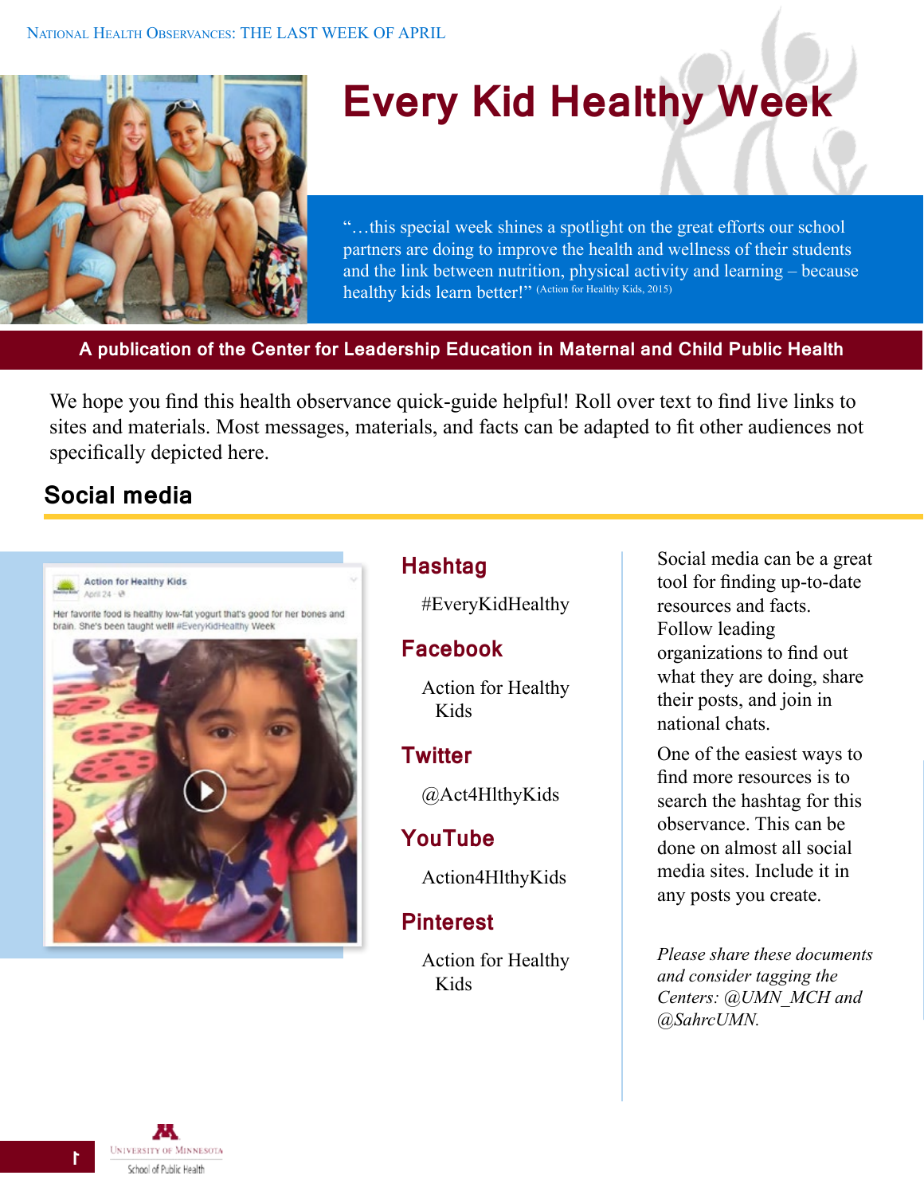# Every Kid Healthy Week

"…this special week shines a spotlight on the great efforts our school partners are doing to improve the health and wellness of their students and the link between nutrition, physical activity and learning – because healthy kids learn better!" (Action for Healthy Kids, 2015)

**A publication of the Center for Leadership Education in Maternal and Child Public Health**

We hope you find this health observance quick-guide helpful! Roll over text to find live links to sites and materials. Most messages, materials, and facts can be adapted to fit other audiences not specifically depicted here.

## Social media

### Hashtag

#EveryKidHealthy

### Facebook

Action for Healthy Kids

### Twitter

@Act4HlthyKids

### YouTube

Action4HlthyKids

### Pinterest

Action for Healthy Kids

Social media can be a great tool for finding up-to-date resources and facts. Follow leading organizations to find out what they are doing, share their posts, and join in national chats.

One of the easiest ways to find more resources is to search the hashtag for this observance. This can be done on almost all social media sites. Include it in any posts you create.

*Please share these documents and consider tagging the Centers: @UMN_MCH and @SahrcUMN.*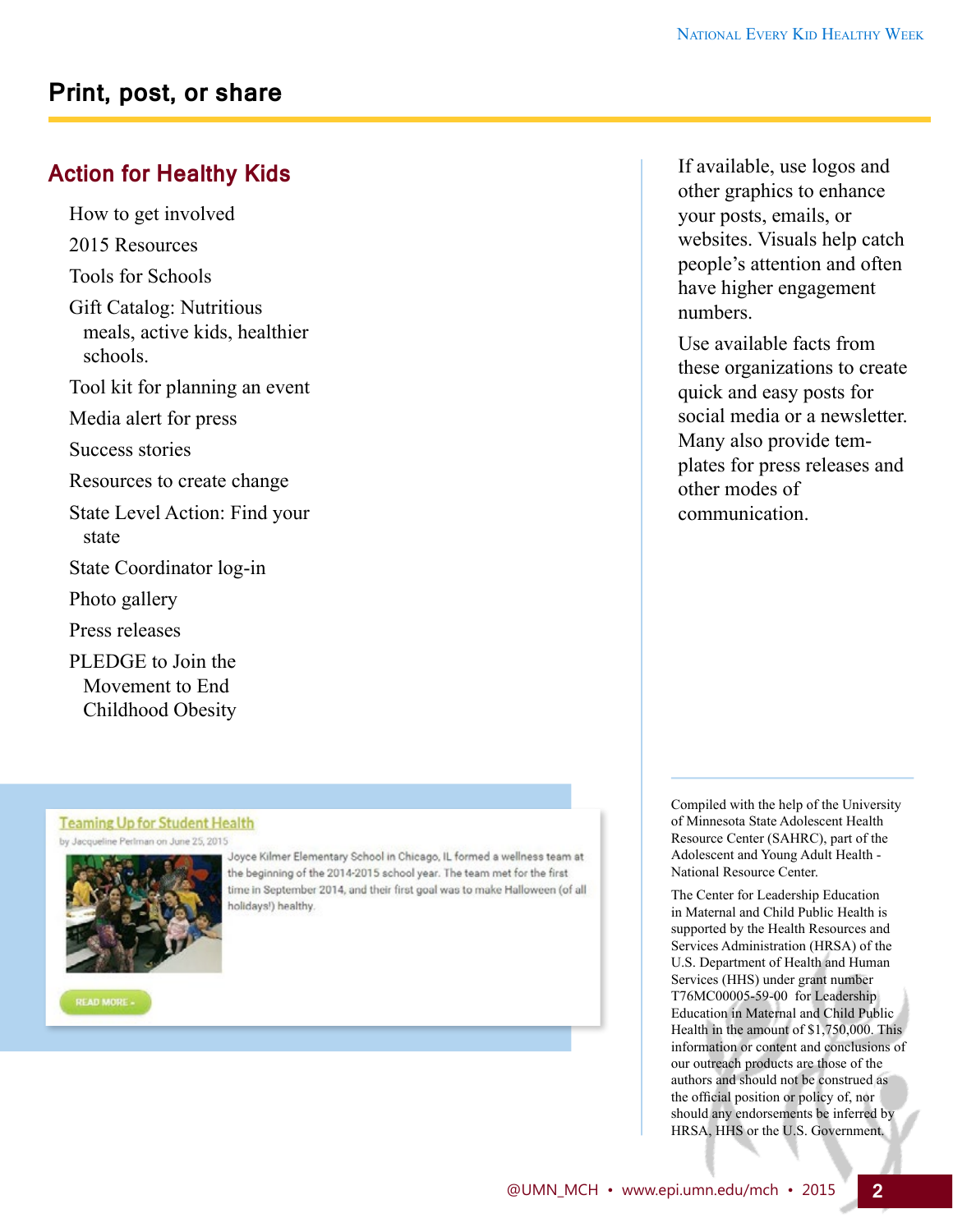## Print, post, or share

### Action for Healthy Kids

- How to get involved
- 2015 Resources
- Tools for Schools
- Gift Catalog: Nutritious meals, active kids, healthier schools.
- Tool kit for planning an event
- Media alert for press
- Success stories
- Resources to create change
- State Level Action: Find your state
- State Coordinator log-in
- Photo gallery
- Press releases
- PLEDGE to Join the Movement to End Childhood Obesity

Teaming Up for Student Health

by Jacqueline Perlman on June 25, 2015

Joyce Kilmer Elementary School in Chicago, IL formed a wellness team at the beginning of the 2014-2015 school year. The team met for the first time in September 2014, and their first goal was to make Halloween (of all holidays!) healthy.

READ MORE

If available, use logos and other graphics to enhance your posts, emails, or websites. Visuals help catch people's attention and often have higher engagement numbers.

Use available facts from these organizations to create quick and easy posts for social media or a newsletter. Many also provide templates for press releases and other modes of communication.

Compiled with the help of the University of Minnesota State Adolescent Health Resource Center (SAHRC), part of the Adolescent and Young Adult Health - National Resource Center.

The Center for Leadership Education in Maternal and Child Public Health is supported by the Health Resources and Services Administration (HRSA) of the U.S. Department of Health and Human Services (HHS) under grant number T76MC00005-59-00 for Leadership Education in Maternal and Child Public Health in the amount of $1,750,000. This information or content and conclusions of our outreach products are those of the authors and should not be construed as the official position or policy of, nor should any endorsements be inferred by HRSA, HHS or the U.S. Government.

@UMN_MCH • www.epi.umn.edu/mch • 2015